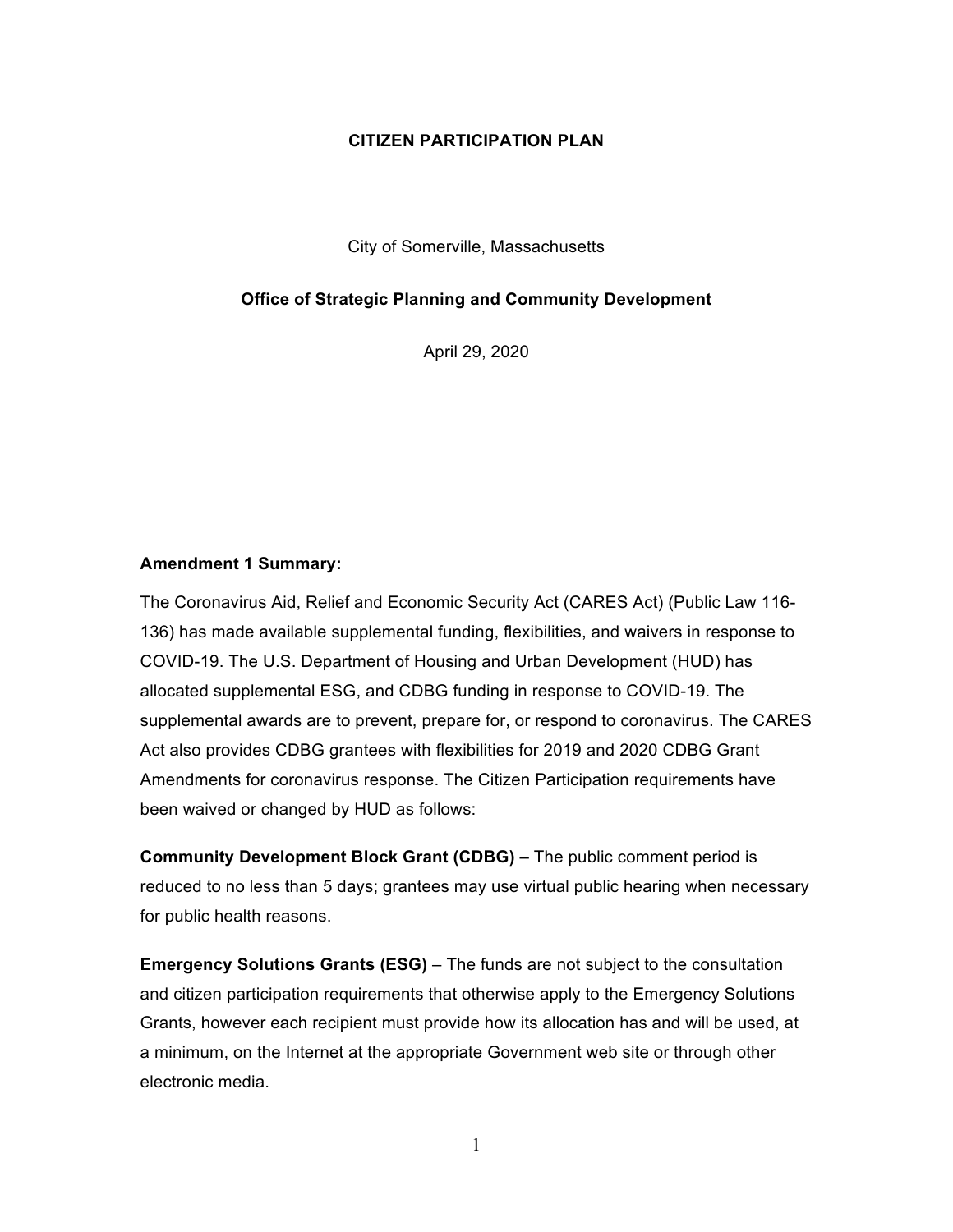# CITIZEN PARTICIPATION PLAN

City of Somerville, Massachusetts

**Office of Strategic Planning and Community Development**

April 29, 2020

**Amendment 1 Summary:**

The Coronavirus Aid, Relief and Economic Security Act (CARES Act) (Public Law 116-136) has made available supplemental funding, flexibilities, and waivers in response to COVID-19. The U.S. Department of Housing and Urban Development (HUD) has allocated supplemental ESG, and CDBG funding in response to COVID-19. The supplemental awards are to prevent, prepare for, or respond to coronavirus. The CARES Act also provides CDBG grantees with flexibilities for 2019 and 2020 CDBG Grant Amendments for coronavirus response. The Citizen Participation requirements have been waived or changed by HUD as follows:

**Community Development Block Grant (CDBG)** – The public comment period is reduced to no less than 5 days; grantees may use virtual public hearing when necessary for public health reasons.

**Emergency Solutions Grants (ESG)** – The funds are not subject to the consultation and citizen participation requirements that otherwise apply to the Emergency Solutions Grants, however each recipient must provide how its allocation has and will be used, at a minimum, on the Internet at the appropriate Government web site or through other electronic media.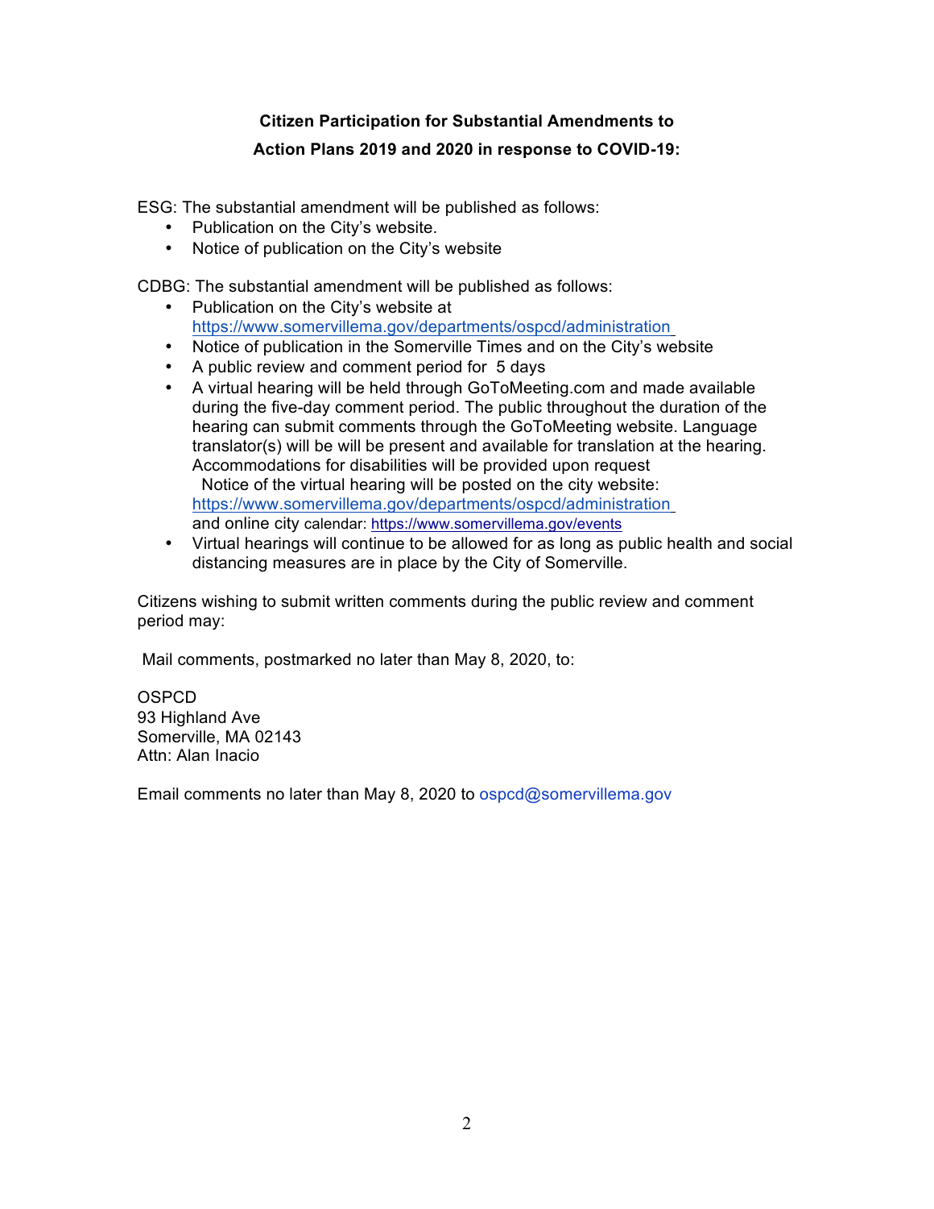**Citizen Participation for Substantial Amendments to Action Plans 2019 and 2020 in response to COVID-19:**

ESG: The substantial amendment will be published as follows:

- Publication on the City's website.
- Notice of publication on the City's website

CDBG: The substantial amendment will be published as follows:

- Publication on the City's website at https://www.somervillema.gov/departments/ospcd/administration
- Notice of publication in the Somerville Times and on the City's website
- A public review and comment period for 5 days
- A virtual hearing will be held through GoToMeeting.com and made available during the five-day comment period. The public throughout the duration of the hearing can submit comments through the GoToMeeting website. Language translator(s) will be will be present and available for translation at the hearing. Accommodations for disabilities will be provided upon request
  Notice of the virtual hearing will be posted on the city website: https://www.somervillema.gov/departments/ospcd/administration and online city calendar: https://www.somervillema.gov/events
- Virtual hearings will continue to be allowed for as long as public health and social distancing measures are in place by the City of Somerville.

Citizens wishing to submit written comments during the public review and comment period may:

Mail comments, postmarked no later than May 8, 2020, to:

OSPCD
93 Highland Ave
Somerville, MA 02143
Attn: Alan Inacio

Email comments no later than May 8, 2020 to ospcd@somervillema.gov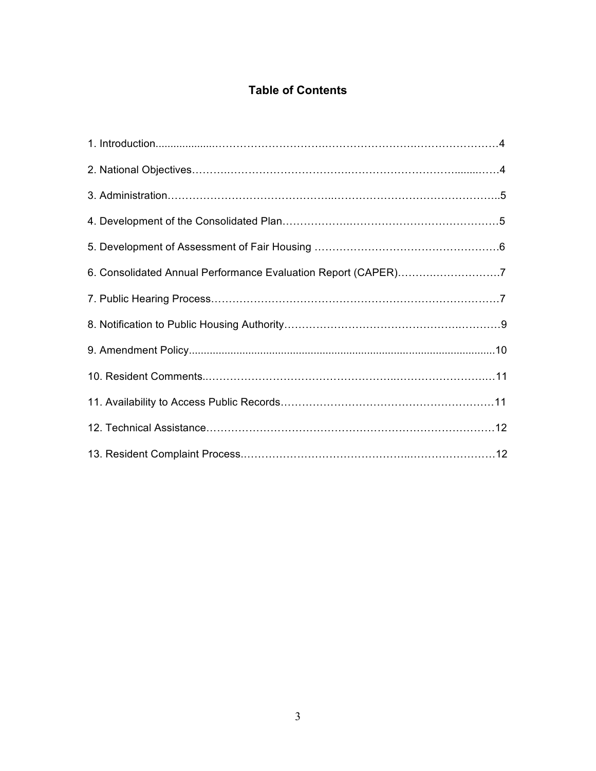# Table of Contents

1. Introduction .......................................................................................... 4
2. National Objectives .................................................................................. 4
3. Administration ......................................................................................... 5
4. Development of the Consolidated Plan ....................................................... 5
5. Development of Assessment of Fair Housing ............................................. 6
6. Consolidated Annual Performance Evaluation Report (CAPER) ..................... 7
7. Public Hearing Process ............................................................................. 7
8. Notification to Public Housing Authority ..................................................... 9
9. Amendment Policy .................................................................................. 10
10. Resident Comments ............................................................................... 11
11. Availability to Access Public Records ...................................................... 11
12. Technical Assistance ............................................................................. 12
13. Resident Complaint Process ................................................................... 12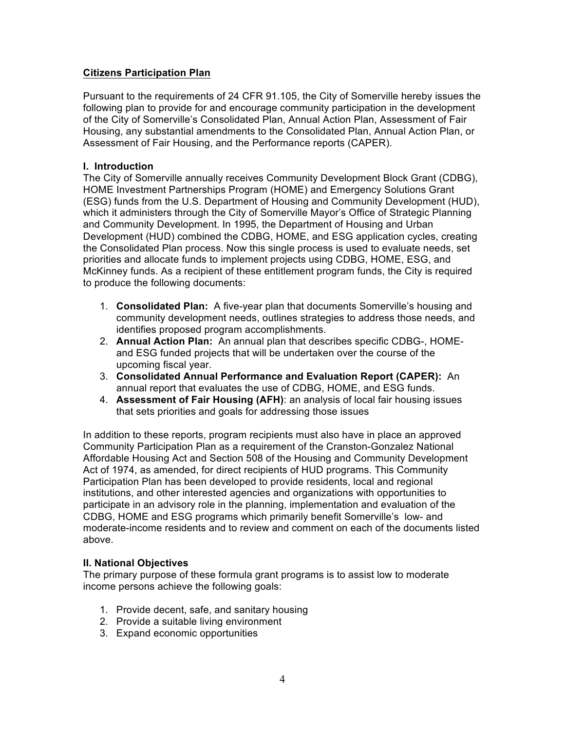**Citizens Participation Plan**

Pursuant to the requirements of 24 CFR 91.105, the City of Somerville hereby issues the following plan to provide for and encourage community participation in the development of the City of Somerville's Consolidated Plan, Annual Action Plan, Assessment of Fair Housing, any substantial amendments to the Consolidated Plan, Annual Action Plan, or Assessment of Fair Housing, and the Performance reports (CAPER).

**I. Introduction**

The City of Somerville annually receives Community Development Block Grant (CDBG), HOME Investment Partnerships Program (HOME) and Emergency Solutions Grant (ESG) funds from the U.S. Department of Housing and Community Development (HUD), which it administers through the City of Somerville Mayor's Office of Strategic Planning and Community Development. In 1995, the Department of Housing and Urban Development (HUD) combined the CDBG, HOME, and ESG application cycles, creating the Consolidated Plan process. Now this single process is used to evaluate needs, set priorities and allocate funds to implement projects using CDBG, HOME, ESG, and McKinney funds. As a recipient of these entitlement program funds, the City is required to produce the following documents:

1. **Consolidated Plan:** A five-year plan that documents Somerville's housing and community development needs, outlines strategies to address those needs, and identifies proposed program accomplishments.
2. **Annual Action Plan:** An annual plan that describes specific CDBG-, HOME- and ESG funded projects that will be undertaken over the course of the upcoming fiscal year.
3. **Consolidated Annual Performance and Evaluation Report (CAPER):** An annual report that evaluates the use of CDBG, HOME, and ESG funds.
4. **Assessment of Fair Housing (AFH)**: an analysis of local fair housing issues that sets priorities and goals for addressing those issues

In addition to these reports, program recipients must also have in place an approved Community Participation Plan as a requirement of the Cranston-Gonzalez National Affordable Housing Act and Section 508 of the Housing and Community Development Act of 1974, as amended, for direct recipients of HUD programs. This Community Participation Plan has been developed to provide residents, local and regional institutions, and other interested agencies and organizations with opportunities to participate in an advisory role in the planning, implementation and evaluation of the CDBG, HOME and ESG programs which primarily benefit Somerville's low- and moderate-income residents and to review and comment on each of the documents listed above.

**II. National Objectives**

The primary purpose of these formula grant programs is to assist low to moderate income persons achieve the following goals:

1. Provide decent, safe, and sanitary housing
2. Provide a suitable living environment
3. Expand economic opportunities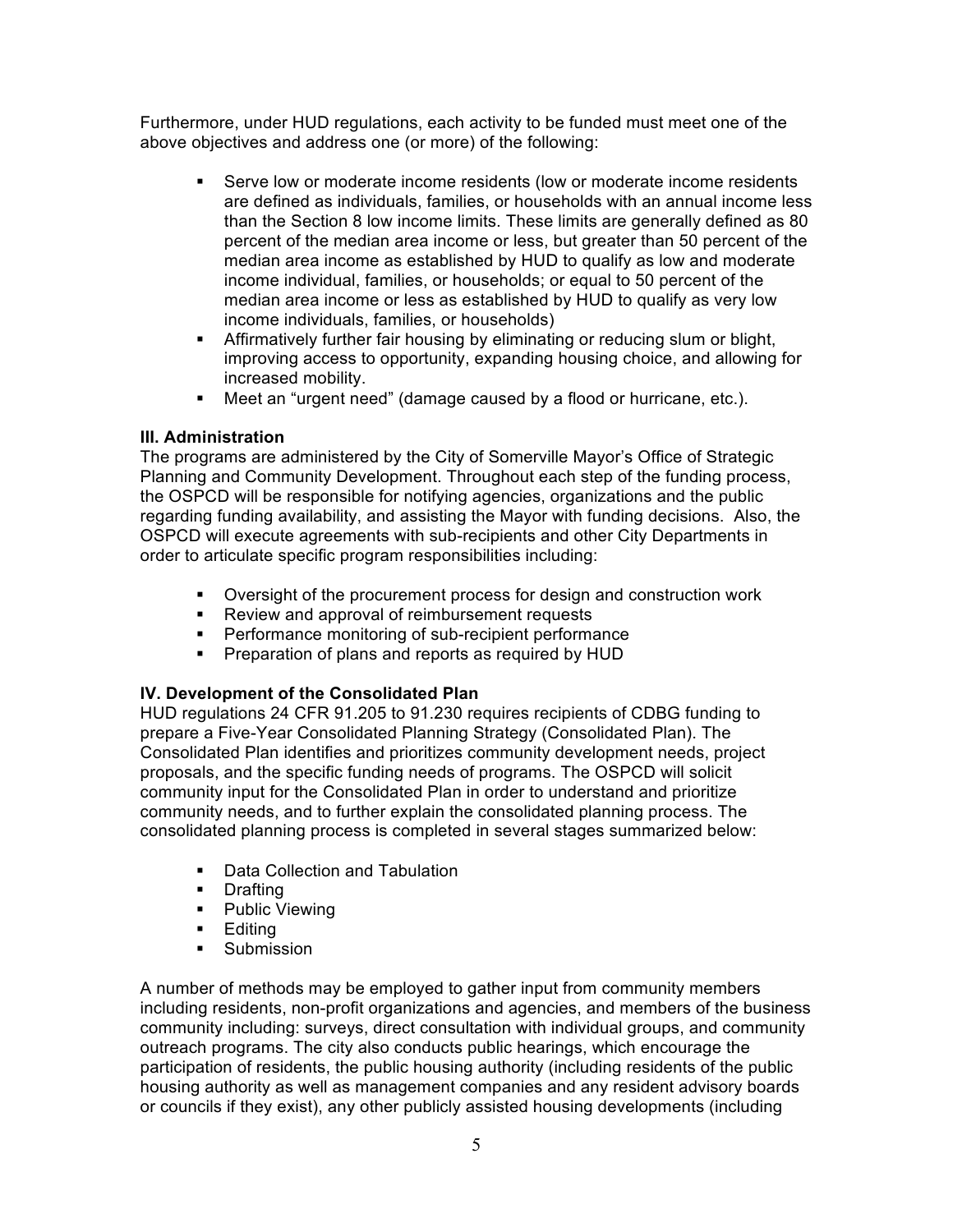Furthermore, under HUD regulations, each activity to be funded must meet one of the above objectives and address one (or more) of the following:

- Serve low or moderate income residents (low or moderate income residents are defined as individuals, families, or households with an annual income less than the Section 8 low income limits. These limits are generally defined as 80 percent of the median area income or less, but greater than 50 percent of the median area income as established by HUD to qualify as low and moderate income individual, families, or households; or equal to 50 percent of the median area income or less as established by HUD to qualify as very low income individuals, families, or households)
- Affirmatively further fair housing by eliminating or reducing slum or blight, improving access to opportunity, expanding housing choice, and allowing for increased mobility.
- Meet an "urgent need" (damage caused by a flood or hurricane, etc.).

**III. Administration**

The programs are administered by the City of Somerville Mayor's Office of Strategic Planning and Community Development. Throughout each step of the funding process, the OSPCD will be responsible for notifying agencies, organizations and the public regarding funding availability, and assisting the Mayor with funding decisions. Also, the OSPCD will execute agreements with sub-recipients and other City Departments in order to articulate specific program responsibilities including:

- Oversight of the procurement process for design and construction work
- Review and approval of reimbursement requests
- Performance monitoring of sub-recipient performance
- Preparation of plans and reports as required by HUD

**IV. Development of the Consolidated Plan**

HUD regulations 24 CFR 91.205 to 91.230 requires recipients of CDBG funding to prepare a Five-Year Consolidated Planning Strategy (Consolidated Plan). The Consolidated Plan identifies and prioritizes community development needs, project proposals, and the specific funding needs of programs. The OSPCD will solicit community input for the Consolidated Plan in order to understand and prioritize community needs, and to further explain the consolidated planning process. The consolidated planning process is completed in several stages summarized below:

- Data Collection and Tabulation
- Drafting
- Public Viewing
- Editing
- Submission

A number of methods may be employed to gather input from community members including residents, non-profit organizations and agencies, and members of the business community including: surveys, direct consultation with individual groups, and community outreach programs. The city also conducts public hearings, which encourage the participation of residents, the public housing authority (including residents of the public housing authority as well as management companies and any resident advisory boards or councils if they exist), any other publicly assisted housing developments (including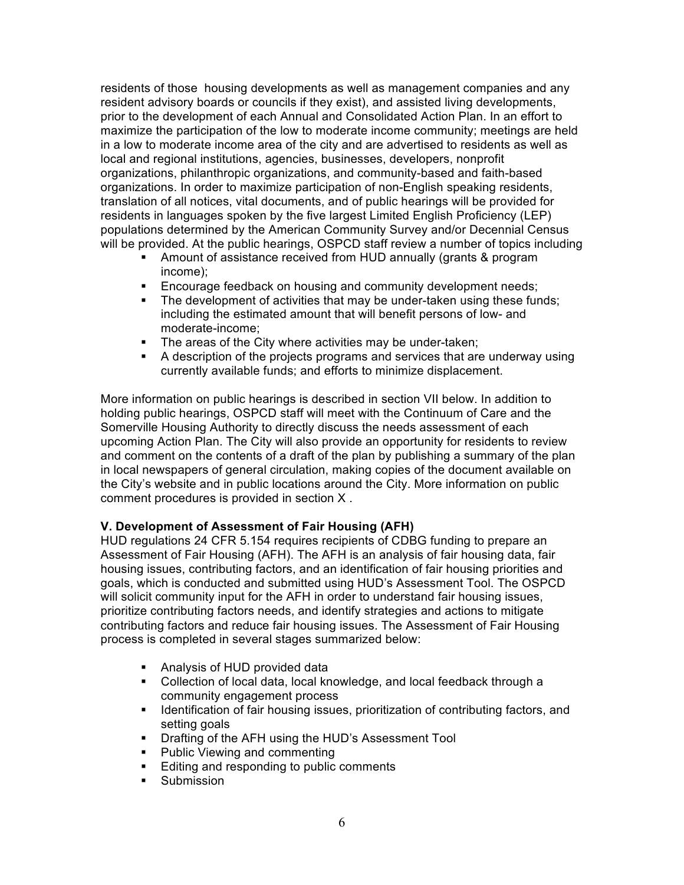residents of those  housing developments as well as management companies and any resident advisory boards or councils if they exist), and assisted living developments, prior to the development of each Annual and Consolidated Action Plan. In an effort to maximize the participation of the low to moderate income community; meetings are held in a low to moderate income area of the city and are advertised to residents as well as local and regional institutions, agencies, businesses, developers, nonprofit organizations, philanthropic organizations, and community-based and faith-based organizations. In order to maximize participation of non-English speaking residents, translation of all notices, vital documents, and of public hearings will be provided for residents in languages spoken by the five largest Limited English Proficiency (LEP) populations determined by the American Community Survey and/or Decennial Census will be provided. At the public hearings, OSPCD staff review a number of topics including

- Amount of assistance received from HUD annually (grants & program income);
- Encourage feedback on housing and community development needs;
- The development of activities that may be under-taken using these funds; including the estimated amount that will benefit persons of low- and moderate-income;
- The areas of the City where activities may be under-taken;
- A description of the projects programs and services that are underway using currently available funds; and efforts to minimize displacement.

More information on public hearings is described in section VII below. In addition to holding public hearings, OSPCD staff will meet with the Continuum of Care and the Somerville Housing Authority to directly discuss the needs assessment of each upcoming Action Plan. The City will also provide an opportunity for residents to review and comment on the contents of a draft of the plan by publishing a summary of the plan in local newspapers of general circulation, making copies of the document available on the City's website and in public locations around the City. More information on public comment procedures is provided in section X .

**V. Development of Assessment of Fair Housing (AFH)**

HUD regulations 24 CFR 5.154 requires recipients of CDBG funding to prepare an Assessment of Fair Housing (AFH). The AFH is an analysis of fair housing data, fair housing issues, contributing factors, and an identification of fair housing priorities and goals, which is conducted and submitted using HUD's Assessment Tool. The OSPCD will solicit community input for the AFH in order to understand fair housing issues, prioritize contributing factors needs, and identify strategies and actions to mitigate contributing factors and reduce fair housing issues. The Assessment of Fair Housing process is completed in several stages summarized below:

- Analysis of HUD provided data
- Collection of local data, local knowledge, and local feedback through a community engagement process
- Identification of fair housing issues, prioritization of contributing factors, and setting goals
- Drafting of the AFH using the HUD's Assessment Tool
- Public Viewing and commenting
- Editing and responding to public comments
- Submission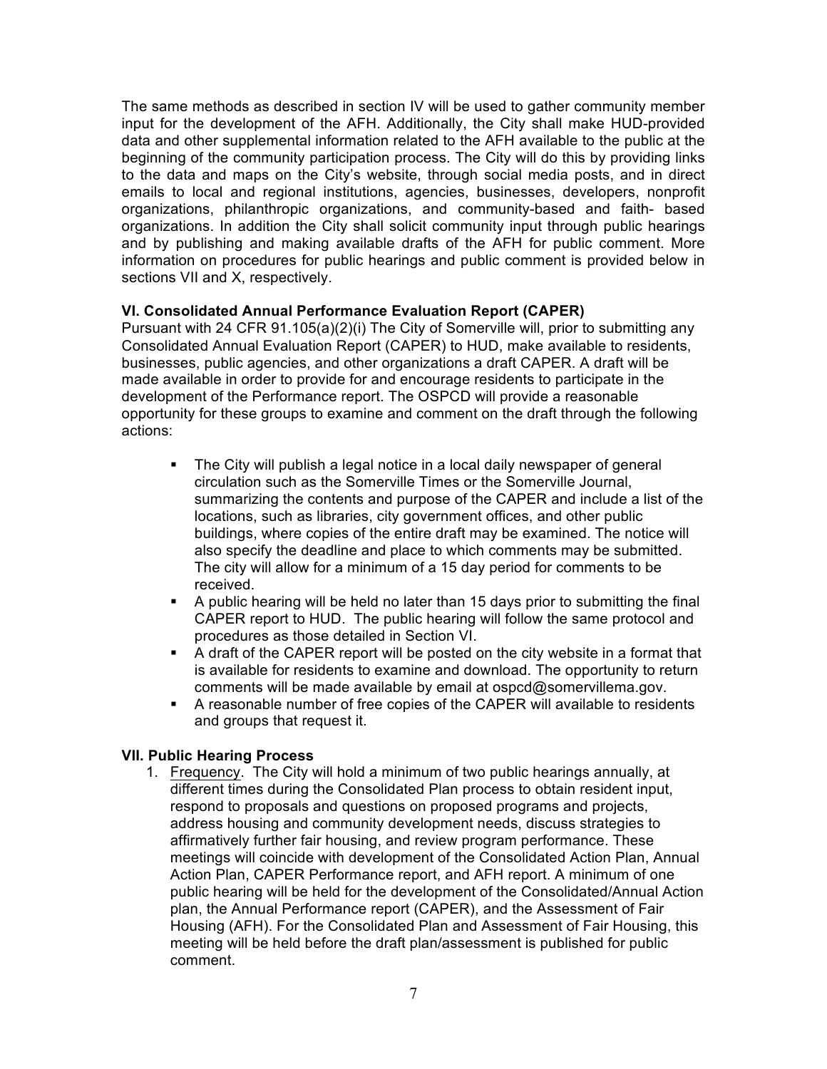The same methods as described in section IV will be used to gather community member input for the development of the AFH. Additionally, the City shall make HUD-provided data and other supplemental information related to the AFH available to the public at the beginning of the community participation process. The City will do this by providing links to the data and maps on the City's website, through social media posts, and in direct emails to local and regional institutions, agencies, businesses, developers, nonprofit organizations, philanthropic organizations, and community-based and faith- based organizations. In addition the City shall solicit community input through public hearings and by publishing and making available drafts of the AFH for public comment. More information on procedures for public hearings and public comment is provided below in sections VII and X, respectively.

**VI. Consolidated Annual Performance Evaluation Report (CAPER)**

Pursuant with 24 CFR 91.105(a)(2)(i) The City of Somerville will, prior to submitting any Consolidated Annual Evaluation Report (CAPER) to HUD, make available to residents, businesses, public agencies, and other organizations a draft CAPER. A draft will be made available in order to provide for and encourage residents to participate in the development of the Performance report. The OSPCD will provide a reasonable opportunity for these groups to examine and comment on the draft through the following actions:

- The City will publish a legal notice in a local daily newspaper of general circulation such as the Somerville Times or the Somerville Journal, summarizing the contents and purpose of the CAPER and include a list of the locations, such as libraries, city government offices, and other public buildings, where copies of the entire draft may be examined. The notice will also specify the deadline and place to which comments may be submitted. The city will allow for a minimum of a 15 day period for comments to be received.
- A public hearing will be held no later than 15 days prior to submitting the final CAPER report to HUD. The public hearing will follow the same protocol and procedures as those detailed in Section VI.
- A draft of the CAPER report will be posted on the city website in a format that is available for residents to examine and download. The opportunity to return comments will be made available by email at ospcd@somervillema.gov.
- A reasonable number of free copies of the CAPER will available to residents and groups that request it.

**VII. Public Hearing Process**

1. Frequency. The City will hold a minimum of two public hearings annually, at different times during the Consolidated Plan process to obtain resident input, respond to proposals and questions on proposed programs and projects, address housing and community development needs, discuss strategies to affirmatively further fair housing, and review program performance. These meetings will coincide with development of the Consolidated Action Plan, Annual Action Plan, CAPER Performance report, and AFH report. A minimum of one public hearing will be held for the development of the Consolidated/Annual Action plan, the Annual Performance report (CAPER), and the Assessment of Fair Housing (AFH). For the Consolidated Plan and Assessment of Fair Housing, this meeting will be held before the draft plan/assessment is published for public comment.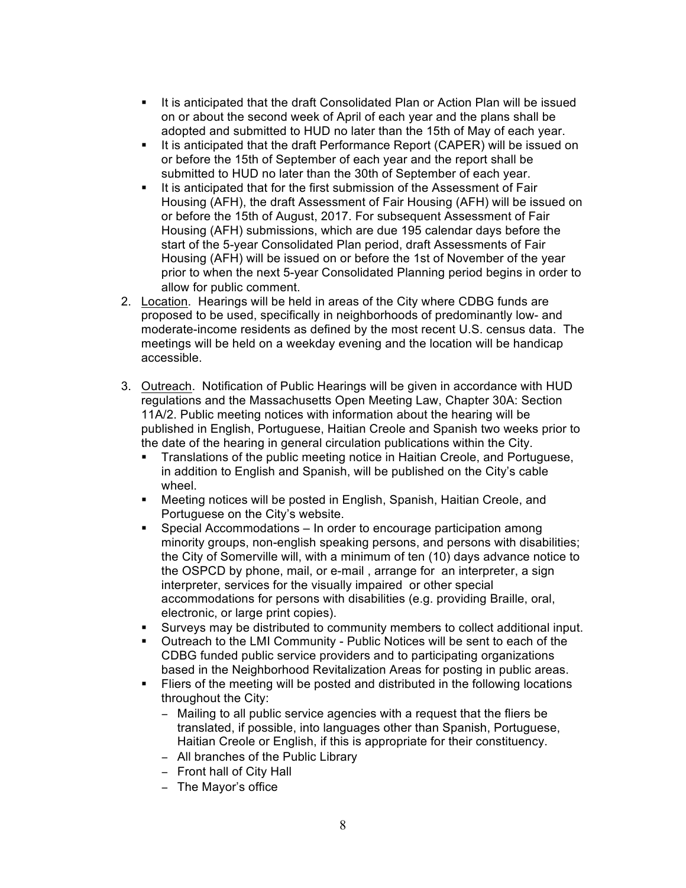- It is anticipated that the draft Consolidated Plan or Action Plan will be issued on or about the second week of April of each year and the plans shall be adopted and submitted to HUD no later than the 15th of May of each year.
- It is anticipated that the draft Performance Report (CAPER) will be issued on or before the 15th of September of each year and the report shall be submitted to HUD no later than the 30th of September of each year.
- It is anticipated that for the first submission of the Assessment of Fair Housing (AFH), the draft Assessment of Fair Housing (AFH) will be issued on or before the 15th of August, 2017. For subsequent Assessment of Fair Housing (AFH) submissions, which are due 195 calendar days before the start of the 5-year Consolidated Plan period, draft Assessments of Fair Housing (AFH) will be issued on or before the 1st of November of the year prior to when the next 5-year Consolidated Planning period begins in order to allow for public comment.

2. Location. Hearings will be held in areas of the City where CDBG funds are proposed to be used, specifically in neighborhoods of predominantly low- and moderate-income residents as defined by the most recent U.S. census data. The meetings will be held on a weekday evening and the location will be handicap accessible.

3. Outreach. Notification of Public Hearings will be given in accordance with HUD regulations and the Massachusetts Open Meeting Law, Chapter 30A: Section 11A/2. Public meeting notices with information about the hearing will be published in English, Portuguese, Haitian Creole and Spanish two weeks prior to the date of the hearing in general circulation publications within the City.
   - Translations of the public meeting notice in Haitian Creole, and Portuguese, in addition to English and Spanish, will be published on the City's cable wheel.
   - Meeting notices will be posted in English, Spanish, Haitian Creole, and Portuguese on the City's website.
   - Special Accommodations – In order to encourage participation among minority groups, non-english speaking persons, and persons with disabilities; the City of Somerville will, with a minimum of ten (10) days advance notice to the OSPCD by phone, mail, or e-mail , arrange for an interpreter, a sign interpreter, services for the visually impaired or other special accommodations for persons with disabilities (e.g. providing Braille, oral, electronic, or large print copies).
   - Surveys may be distributed to community members to collect additional input.
   - Outreach to the LMI Community - Public Notices will be sent to each of the CDBG funded public service providers and to participating organizations based in the Neighborhood Revitalization Areas for posting in public areas.
   - Fliers of the meeting will be posted and distributed in the following locations throughout the City:
     - Mailing to all public service agencies with a request that the fliers be translated, if possible, into languages other than Spanish, Portuguese, Haitian Creole or English, if this is appropriate for their constituency.
     - All branches of the Public Library
     - Front hall of City Hall
     - The Mayor's office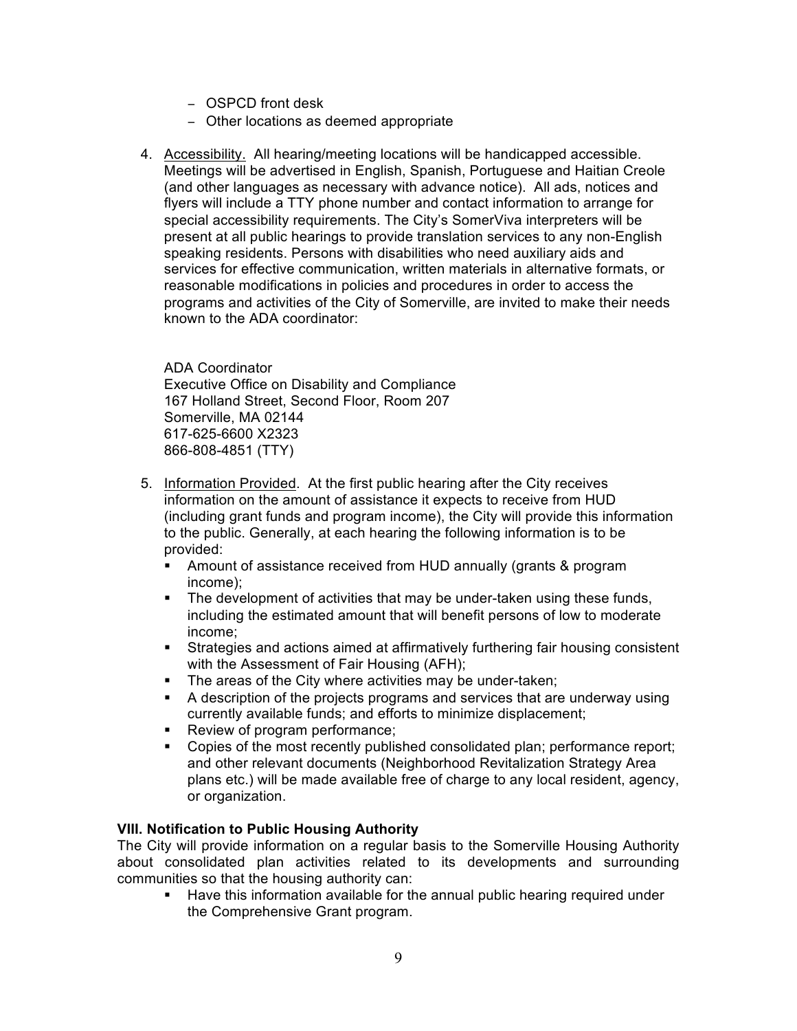- OSPCD front desk
   - Other locations as deemed appropriate

4. Accessibility. All hearing/meeting locations will be handicapped accessible. Meetings will be advertised in English, Spanish, Portuguese and Haitian Creole (and other languages as necessary with advance notice). All ads, notices and flyers will include a TTY phone number and contact information to arrange for special accessibility requirements. The City's SomerViva interpreters will be present at all public hearings to provide translation services to any non-English speaking residents. Persons with disabilities who need auxiliary aids and services for effective communication, written materials in alternative formats, or reasonable modifications in policies and procedures in order to access the programs and activities of the City of Somerville, are invited to make their needs known to the ADA coordinator:

   ADA Coordinator
   Executive Office on Disability and Compliance
   167 Holland Street, Second Floor, Room 207
   Somerville, MA 02144
   617-625-6600 X2323
   866-808-4851 (TTY)

5. Information Provided. At the first public hearing after the City receives information on the amount of assistance it expects to receive from HUD (including grant funds and program income), the City will provide this information to the public. Generally, at each hearing the following information is to be provided:
   - Amount of assistance received from HUD annually (grants & program income);
   - The development of activities that may be under-taken using these funds, including the estimated amount that will benefit persons of low to moderate income;
   - Strategies and actions aimed at affirmatively furthering fair housing consistent with the Assessment of Fair Housing (AFH);
   - The areas of the City where activities may be under-taken;
   - A description of the projects programs and services that are underway using currently available funds; and efforts to minimize displacement;
   - Review of program performance;
   - Copies of the most recently published consolidated plan; performance report; and other relevant documents (Neighborhood Revitalization Strategy Area plans etc.) will be made available free of charge to any local resident, agency, or organization.

**VIII. Notification to Public Housing Authority**

The City will provide information on a regular basis to the Somerville Housing Authority about consolidated plan activities related to its developments and surrounding communities so that the housing authority can:

- Have this information available for the annual public hearing required under the Comprehensive Grant program.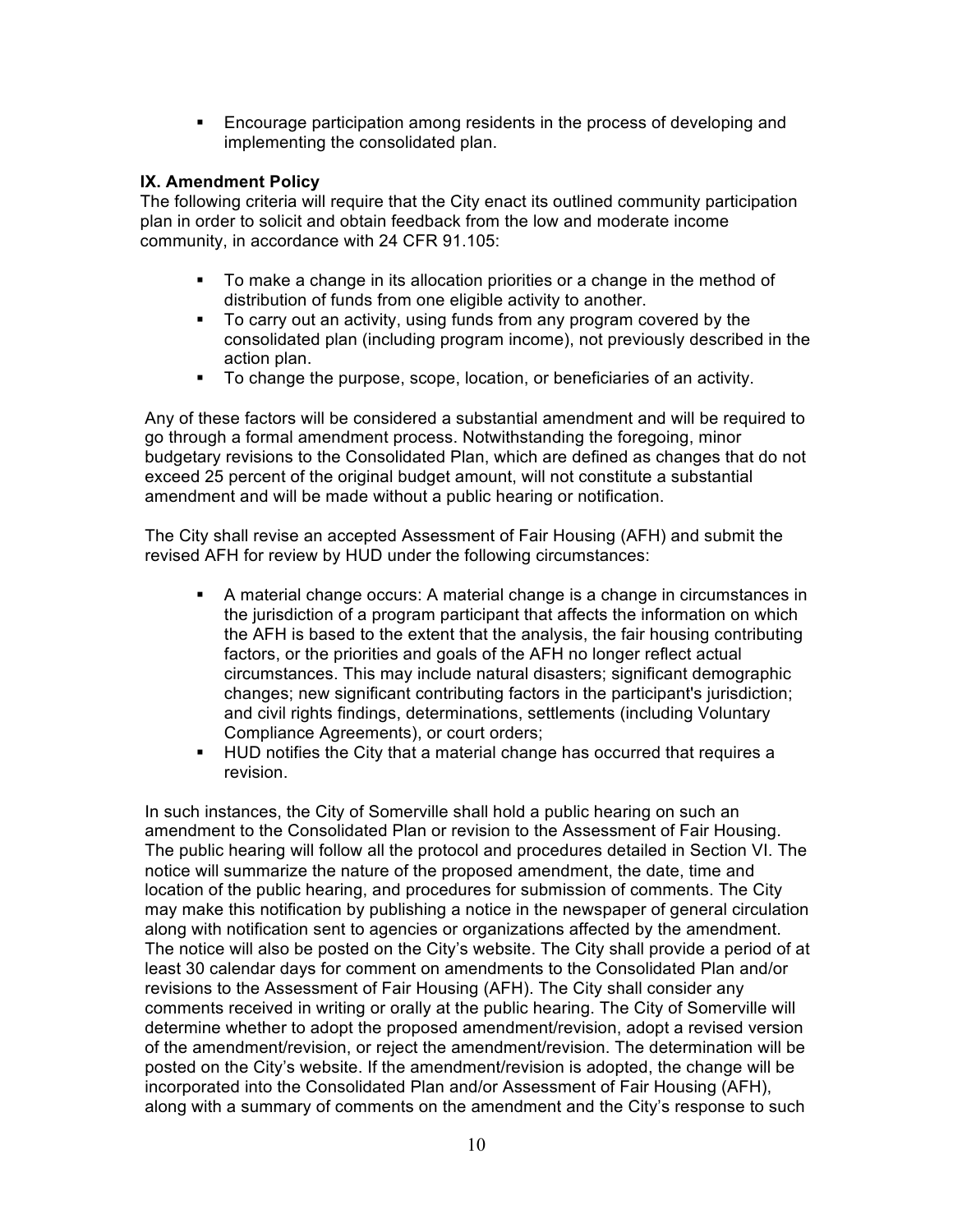- Encourage participation among residents in the process of developing and implementing the consolidated plan.

**IX. Amendment Policy**

The following criteria will require that the City enact its outlined community participation plan in order to solicit and obtain feedback from the low and moderate income community, in accordance with 24 CFR 91.105:

- To make a change in its allocation priorities or a change in the method of distribution of funds from one eligible activity to another.
- To carry out an activity, using funds from any program covered by the consolidated plan (including program income), not previously described in the action plan.
- To change the purpose, scope, location, or beneficiaries of an activity.

Any of these factors will be considered a substantial amendment and will be required to go through a formal amendment process. Notwithstanding the foregoing, minor budgetary revisions to the Consolidated Plan, which are defined as changes that do not exceed 25 percent of the original budget amount, will not constitute a substantial amendment and will be made without a public hearing or notification.

The City shall revise an accepted Assessment of Fair Housing (AFH) and submit the revised AFH for review by HUD under the following circumstances:

- A material change occurs: A material change is a change in circumstances in the jurisdiction of a program participant that affects the information on which the AFH is based to the extent that the analysis, the fair housing contributing factors, or the priorities and goals of the AFH no longer reflect actual circumstances. This may include natural disasters; significant demographic changes; new significant contributing factors in the participant's jurisdiction; and civil rights findings, determinations, settlements (including Voluntary Compliance Agreements), or court orders;
- HUD notifies the City that a material change has occurred that requires a revision.

In such instances, the City of Somerville shall hold a public hearing on such an amendment to the Consolidated Plan or revision to the Assessment of Fair Housing. The public hearing will follow all the protocol and procedures detailed in Section VI. The notice will summarize the nature of the proposed amendment, the date, time and location of the public hearing, and procedures for submission of comments. The City may make this notification by publishing a notice in the newspaper of general circulation along with notification sent to agencies or organizations affected by the amendment. The notice will also be posted on the City's website. The City shall provide a period of at least 30 calendar days for comment on amendments to the Consolidated Plan and/or revisions to the Assessment of Fair Housing (AFH). The City shall consider any comments received in writing or orally at the public hearing. The City of Somerville will determine whether to adopt the proposed amendment/revision, adopt a revised version of the amendment/revision, or reject the amendment/revision. The determination will be posted on the City's website. If the amendment/revision is adopted, the change will be incorporated into the Consolidated Plan and/or Assessment of Fair Housing (AFH), along with a summary of comments on the amendment and the City's response to such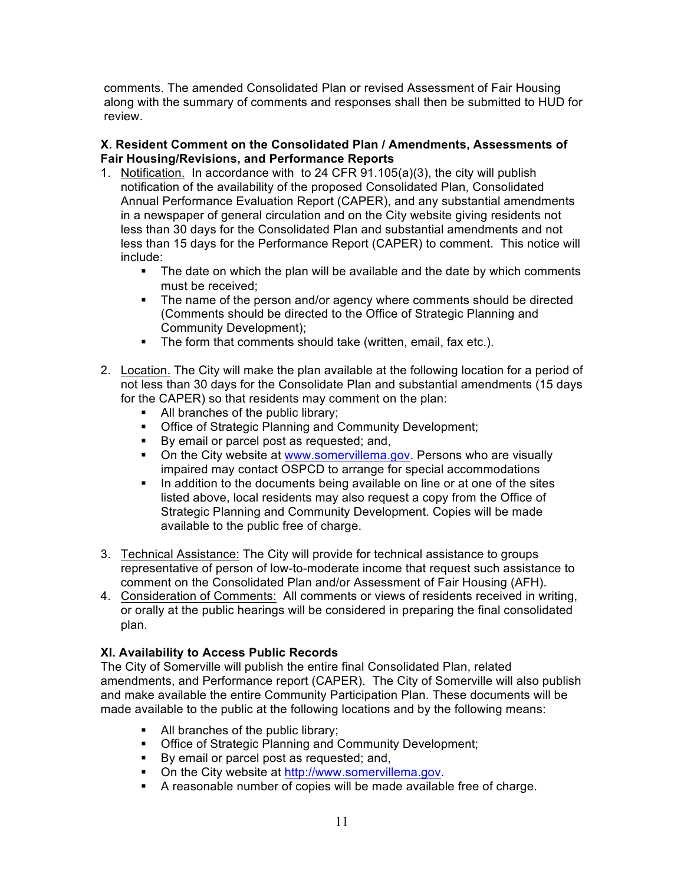comments. The amended Consolidated Plan or revised Assessment of Fair Housing along with the summary of comments and responses shall then be submitted to HUD for review.

**X. Resident Comment on the Consolidated Plan / Amendments, Assessments of Fair Housing/Revisions, and Performance Reports**

1. Notification. In accordance with to 24 CFR 91.105(a)(3), the city will publish notification of the availability of the proposed Consolidated Plan, Consolidated Annual Performance Evaluation Report (CAPER), and any substantial amendments in a newspaper of general circulation and on the City website giving residents not less than 30 days for the Consolidated Plan and substantial amendments and not less than 15 days for the Performance Report (CAPER) to comment. This notice will include:
   - The date on which the plan will be available and the date by which comments must be received;
   - The name of the person and/or agency where comments should be directed (Comments should be directed to the Office of Strategic Planning and Community Development);
   - The form that comments should take (written, email, fax etc.).

2. Location. The City will make the plan available at the following location for a period of not less than 30 days for the Consolidate Plan and substantial amendments (15 days for the CAPER) so that residents may comment on the plan:
   - All branches of the public library;
   - Office of Strategic Planning and Community Development;
   - By email or parcel post as requested; and,
   - On the City website at www.somervillema.gov. Persons who are visually impaired may contact OSPCD to arrange for special accommodations
   - In addition to the documents being available on line or at one of the sites listed above, local residents may also request a copy from the Office of Strategic Planning and Community Development. Copies will be made available to the public free of charge.

3. Technical Assistance: The City will provide for technical assistance to groups representative of person of low-to-moderate income that request such assistance to comment on the Consolidated Plan and/or Assessment of Fair Housing (AFH).
4. Consideration of Comments: All comments or views of residents received in writing, or orally at the public hearings will be considered in preparing the final consolidated plan.

**XI. Availability to Access Public Records**

The City of Somerville will publish the entire final Consolidated Plan, related amendments, and Performance report (CAPER). The City of Somerville will also publish and make available the entire Community Participation Plan. These documents will be made available to the public at the following locations and by the following means:

- All branches of the public library;
- Office of Strategic Planning and Community Development;
- By email or parcel post as requested; and,
- On the City website at http://www.somervillema.gov.
- A reasonable number of copies will be made available free of charge.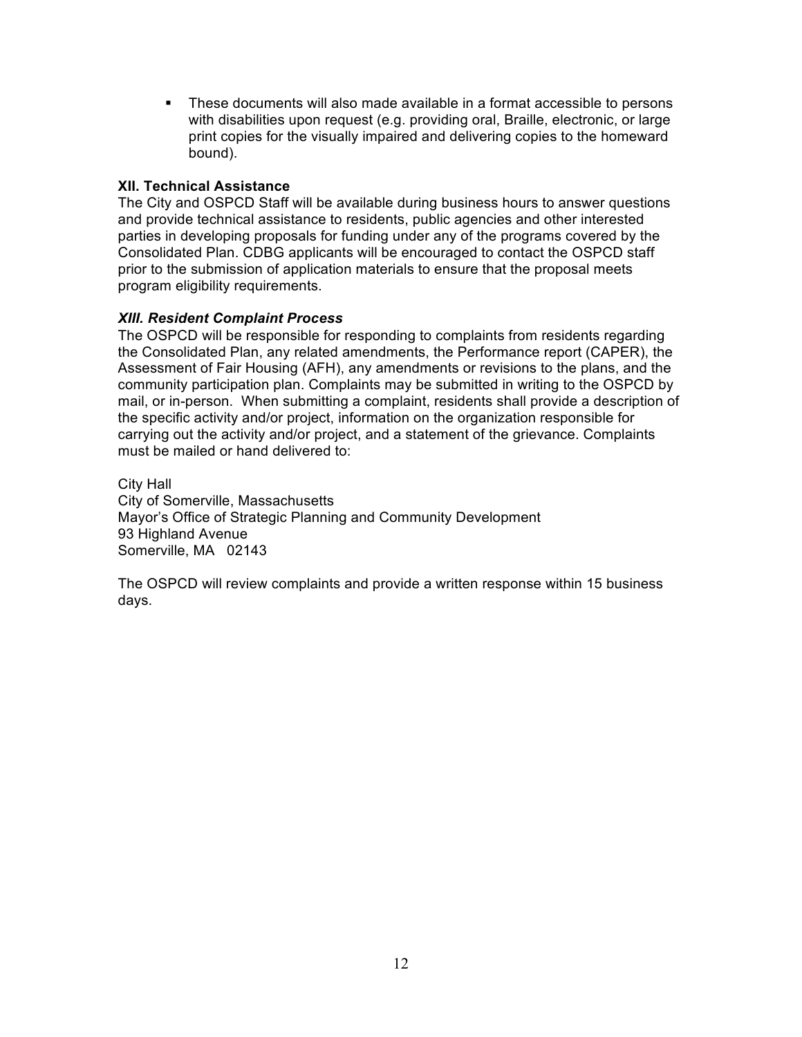- These documents will also made available in a format accessible to persons with disabilities upon request (e.g. providing oral, Braille, electronic, or large print copies for the visually impaired and delivering copies to the homeward bound).

**XII. Technical Assistance**

The City and OSPCD Staff will be available during business hours to answer questions and provide technical assistance to residents, public agencies and other interested parties in developing proposals for funding under any of the programs covered by the Consolidated Plan. CDBG applicants will be encouraged to contact the OSPCD staff prior to the submission of application materials to ensure that the proposal meets program eligibility requirements.

***XIII. Resident Complaint Process***

The OSPCD will be responsible for responding to complaints from residents regarding the Consolidated Plan, any related amendments, the Performance report (CAPER), the Assessment of Fair Housing (AFH), any amendments or revisions to the plans, and the community participation plan. Complaints may be submitted in writing to the OSPCD by mail, or in-person. When submitting a complaint, residents shall provide a description of the specific activity and/or project, information on the organization responsible for carrying out the activity and/or project, and a statement of the grievance. Complaints must be mailed or hand delivered to:

City Hall
City of Somerville, Massachusetts
Mayor's Office of Strategic Planning and Community Development
93 Highland Avenue
Somerville, MA 02143

The OSPCD will review complaints and provide a written response within 15 business days.